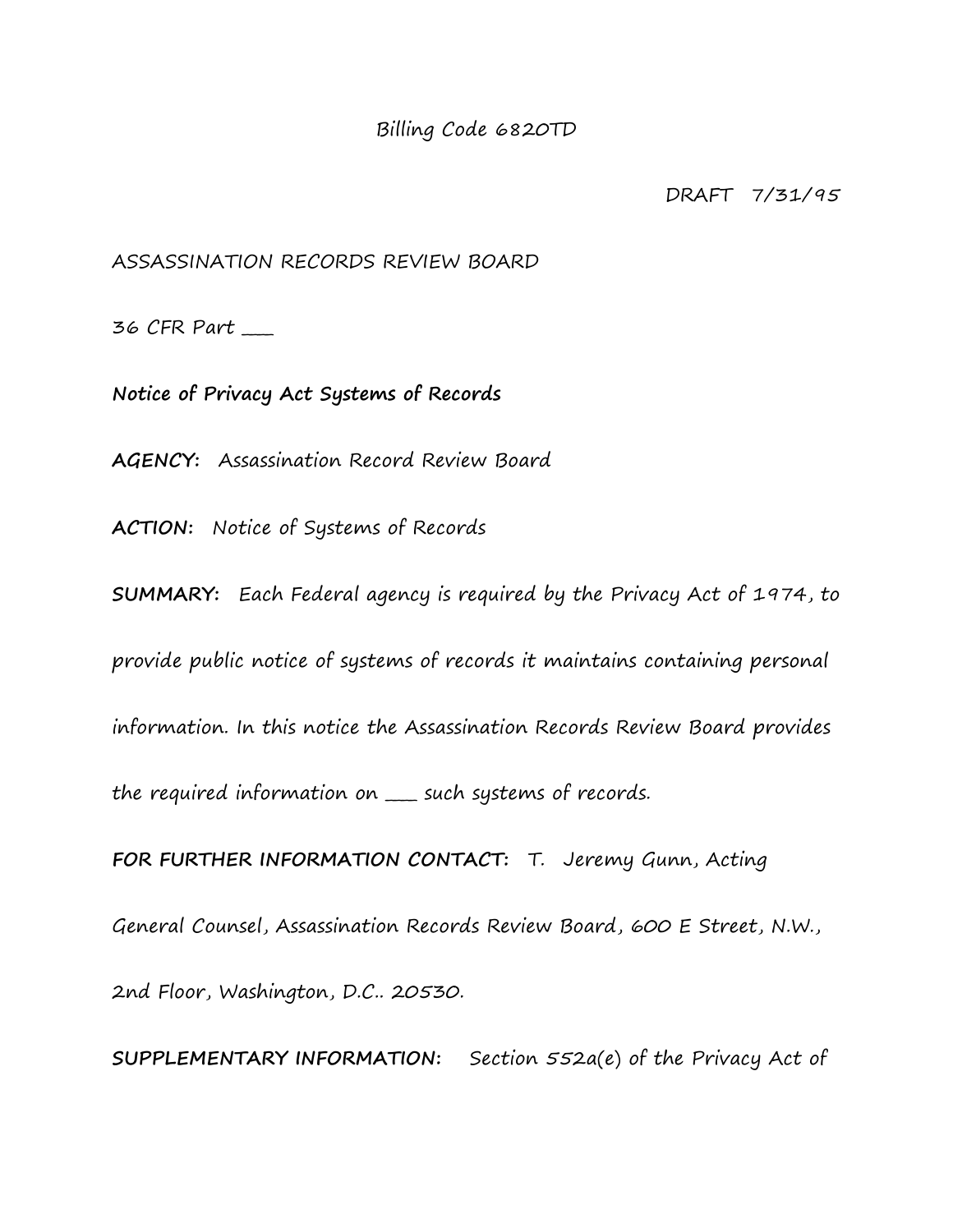Billing Code 6820TD

DRAFT 7/31/95

ASSASSINATION RECORDS REVIEW BOARD

36 CFR Part ___

**Notice of Privacy Act Systems of Records**

**AGENCY:** Assassination Record Review Board

**ACTION:** Notice of Systems of Records

**SUMMARY:** Each Federal agency is required by the Privacy Act of 1974, to provide public notice of systems of records it maintains containing personal information. In this notice the Assassination Records Review Board provides the required information on ___ such systems of records.

**FOR FURTHER INFORMATION CONTACT:** T. Jeremy Gunn, Acting General Counsel, Assassination Records Review Board, 600 E Street, N.W., 2nd Floor, Washington, D.C.. 20530.

**SUPPLEMENTARY INFORMATION:** Section 552a(e) of the Privacy Act of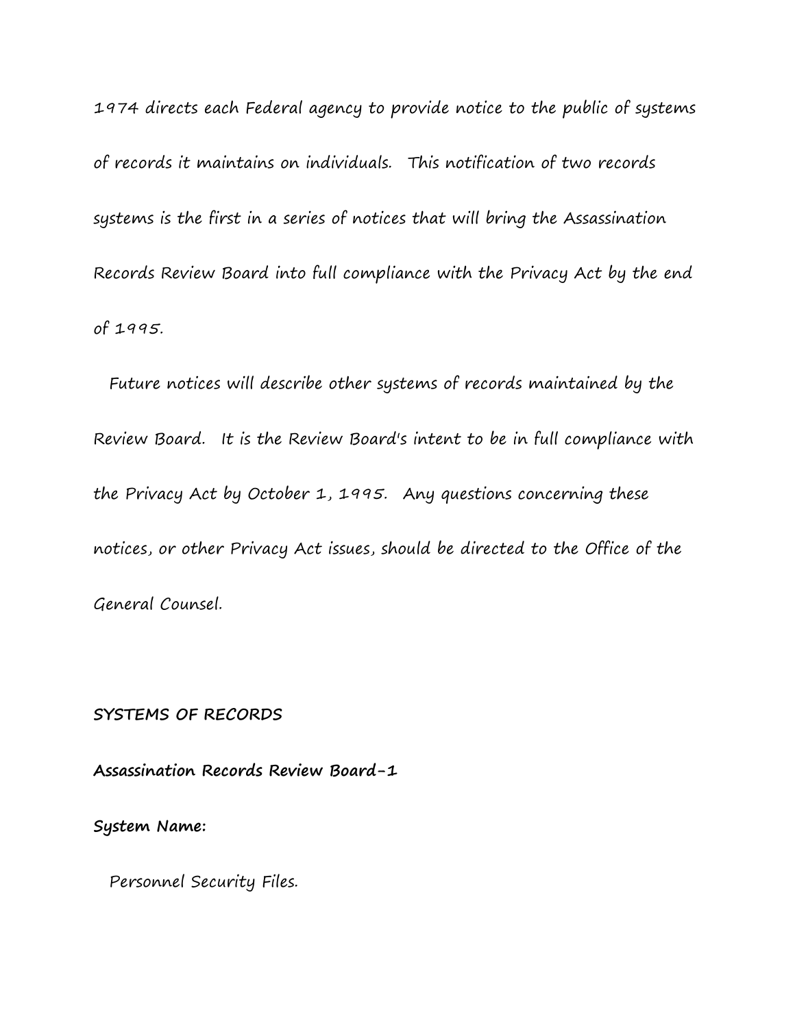1974 directs each Federal agency to provide notice to the public of systems of records it maintains on individuals. This notification of two records systems is the first in a series of notices that will bring the Assassination Records Review Board into full compliance with the Privacy Act by the end of 1995.

Future notices will describe other systems of records maintained by the Review Board. It is the Review Board's intent to be in full compliance with the Privacy Act by October 1, 1995. Any questions concerning these notices, or other Privacy Act issues, should be directed to the Office of the General Counsel.

**SYSTEMS OF RECORDS**

**Assassination Records Review Board-1**

**System Name:**

Personnel Security Files.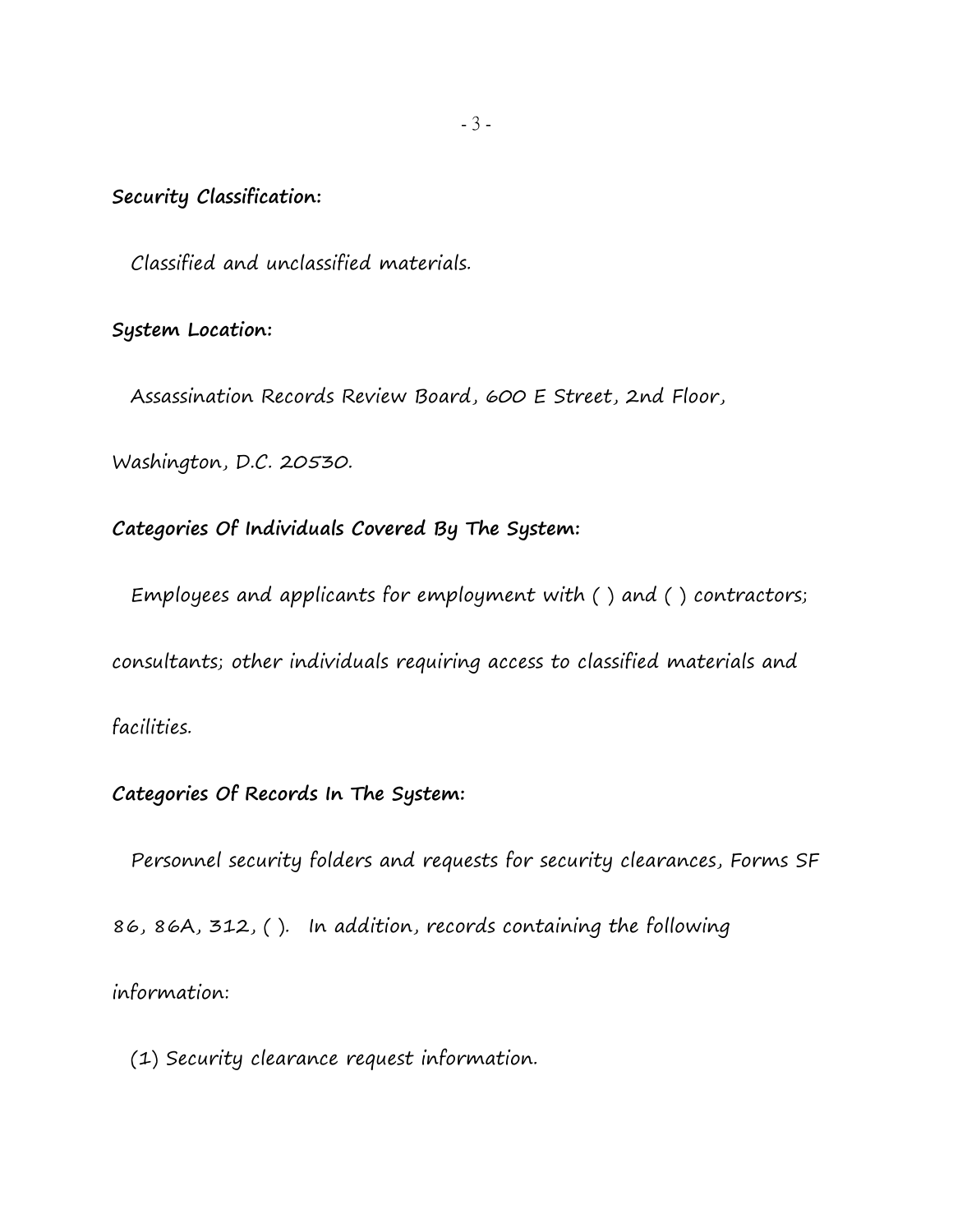**Security Classification:**

Classified and unclassified materials.

**System Location:**

Assassination Records Review Board, 600 E Street, 2nd Floor, Washington, D.C. 20530.

**Categories Of Individuals Covered By The System:**

Employees and applicants for employment with ( ) and ( ) contractors; consultants; other individuals requiring access to classified materials and facilities.

**Categories Of Records In The System:**

Personnel security folders and requests for security clearances, Forms SF 86, 86A, 312, ( ). In addition, records containing the following information:

(1) Security clearance request information.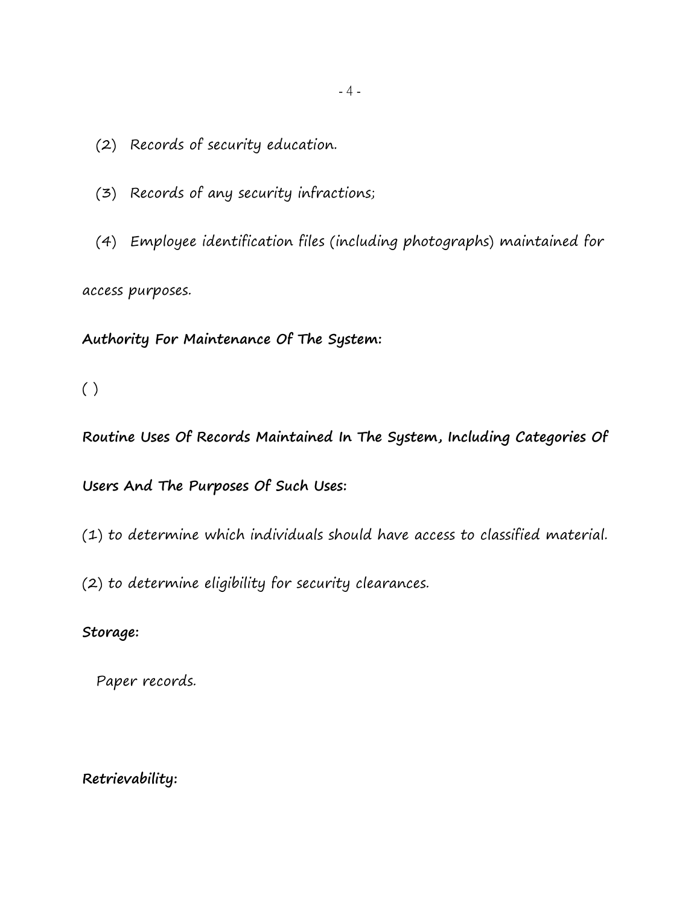(2) Records of security education.

(3) Records of any security infractions;

(4) Employee identification files (including photographs) maintained for access purposes.

**Authority For Maintenance Of The System:**

( )

**Routine Uses Of Records Maintained In The System, Including Categories Of Users And The Purposes Of Such Uses:**

(1) to determine which individuals should have access to classified material.

(2) to determine eligibility for security clearances.

**Storage:**

Paper records.

**Retrievability:**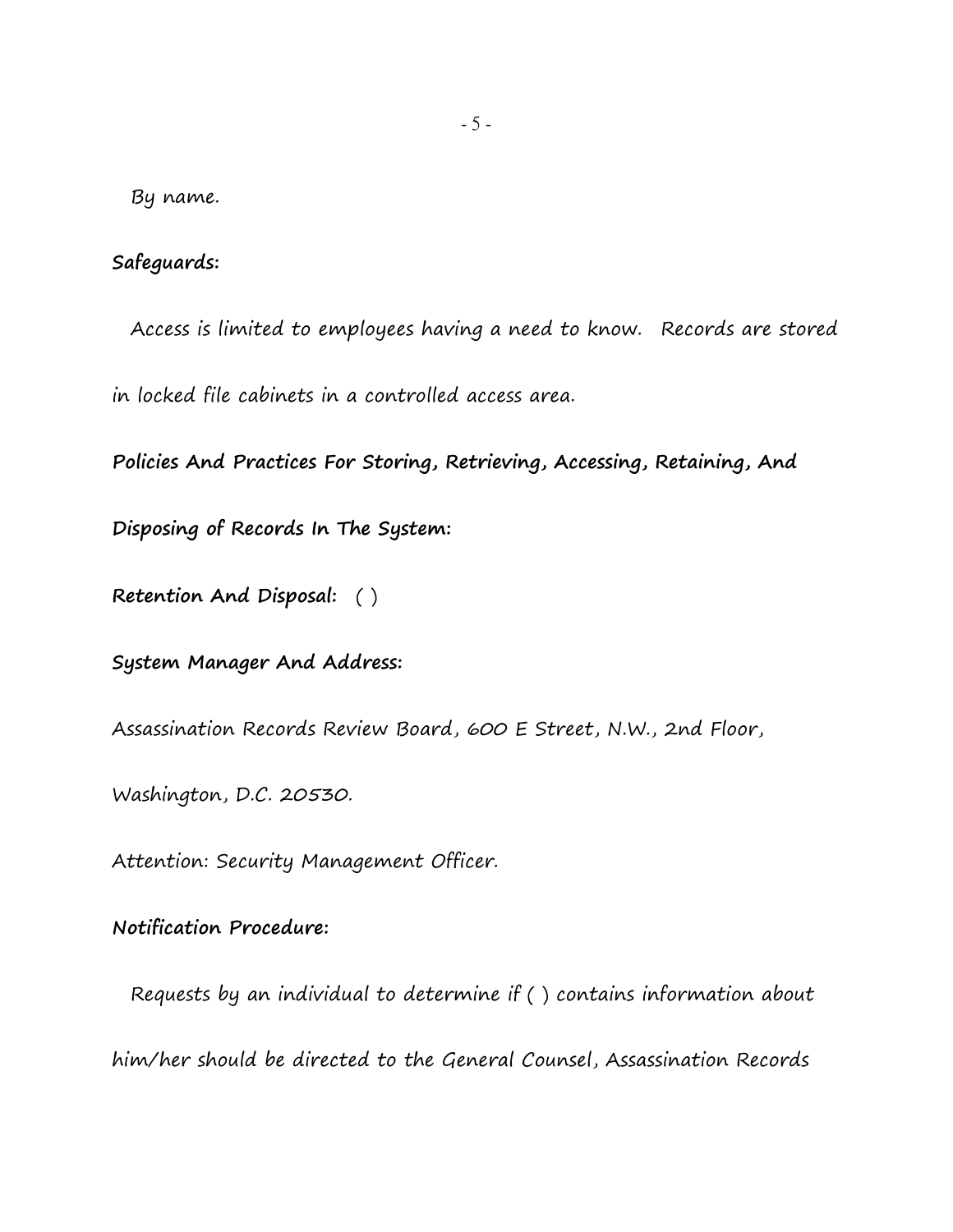By name.

**Safeguards:**

Access is limited to employees having a need to know. Records are stored in locked file cabinets in a controlled access area.

**Policies And Practices For Storing, Retrieving, Accessing, Retaining, And Disposing of Records In The System:**

**Retention And Disposal:** ( )

**System Manager And Address:**

Assassination Records Review Board, 600 E Street, N.W., 2nd Floor, Washington, D.C. 20530.

Attention: Security Management Officer.

**Notification Procedure:**

Requests by an individual to determine if ( ) contains information about him/her should be directed to the General Counsel, Assassination Records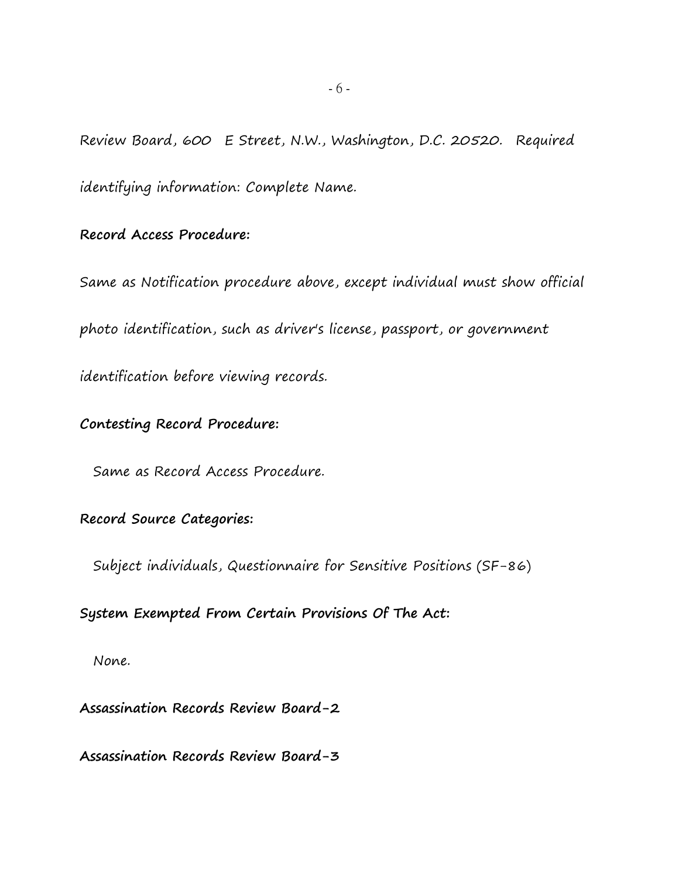Review Board, 600 E Street, N.W., Washington, D.C. 20520. Required identifying information: Complete Name.

**Record Access Procedure:**

Same as Notification procedure above, except individual must show official photo identification, such as driver's license, passport, or government identification before viewing records.

**Contesting Record Procedure:**

Same as Record Access Procedure.

**Record Source Categories:**

Subject individuals, Questionnaire for Sensitive Positions (SF-86)

**System Exempted From Certain Provisions Of The Act:**

None.

**Assassination Records Review Board-2**

**Assassination Records Review Board-3**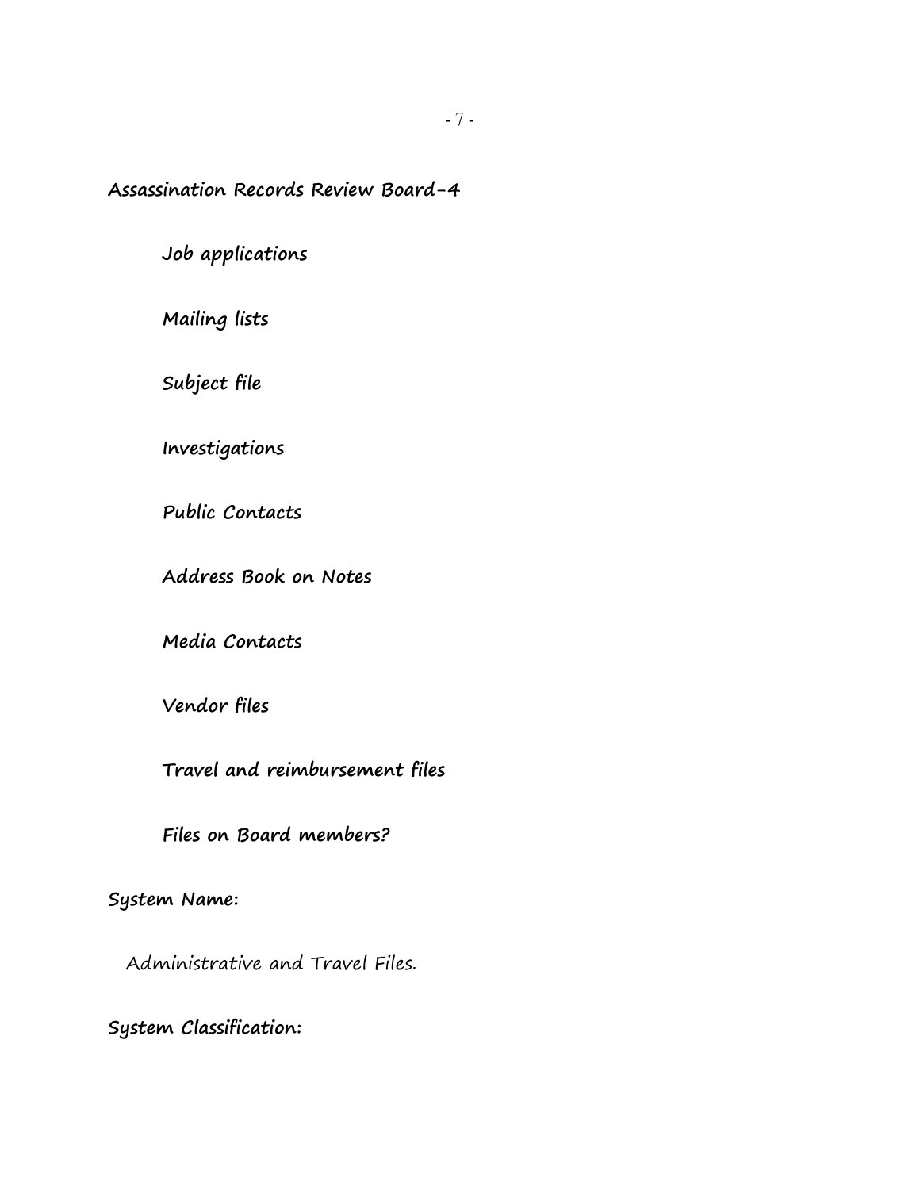**Assassination Records Review Board-4**

**Job applications**

**Mailing lists**

**Subject file**

**Investigations**

**Public Contacts**

**Address Book on Notes**

**Media Contacts**

**Vendor files**

**Travel and reimbursement files**

**Files on Board members?**

**System Name:**

Administrative and Travel Files.

**System Classification:**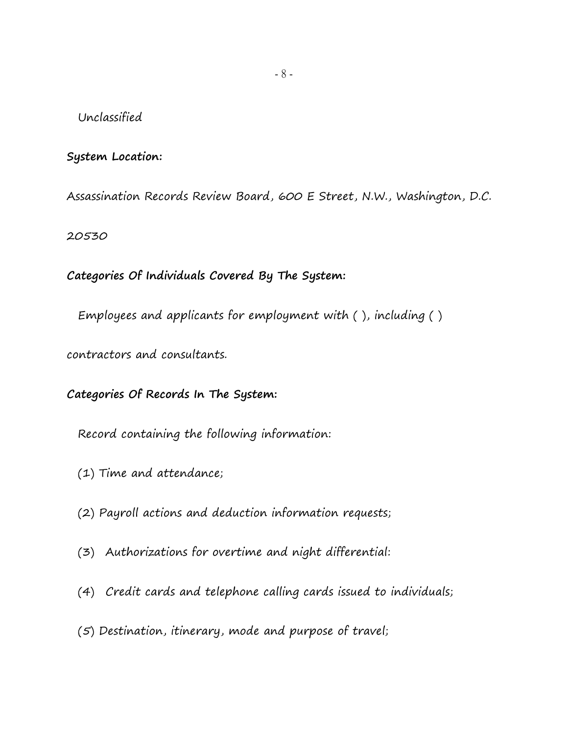Unclassified

**System Location:**

Assassination Records Review Board, 600 E Street, N.W., Washington, D.C. 20530

**Categories Of Individuals Covered By The System:**

Employees and applicants for employment with ( ), including ( ) contractors and consultants.

**Categories Of Records In The System:**

Record containing the following information:

(1) Time and attendance;

(2) Payroll actions and deduction information requests;

(3) Authorizations for overtime and night differential:

(4) Credit cards and telephone calling cards issued to individuals;

(5) Destination, itinerary, mode and purpose of travel;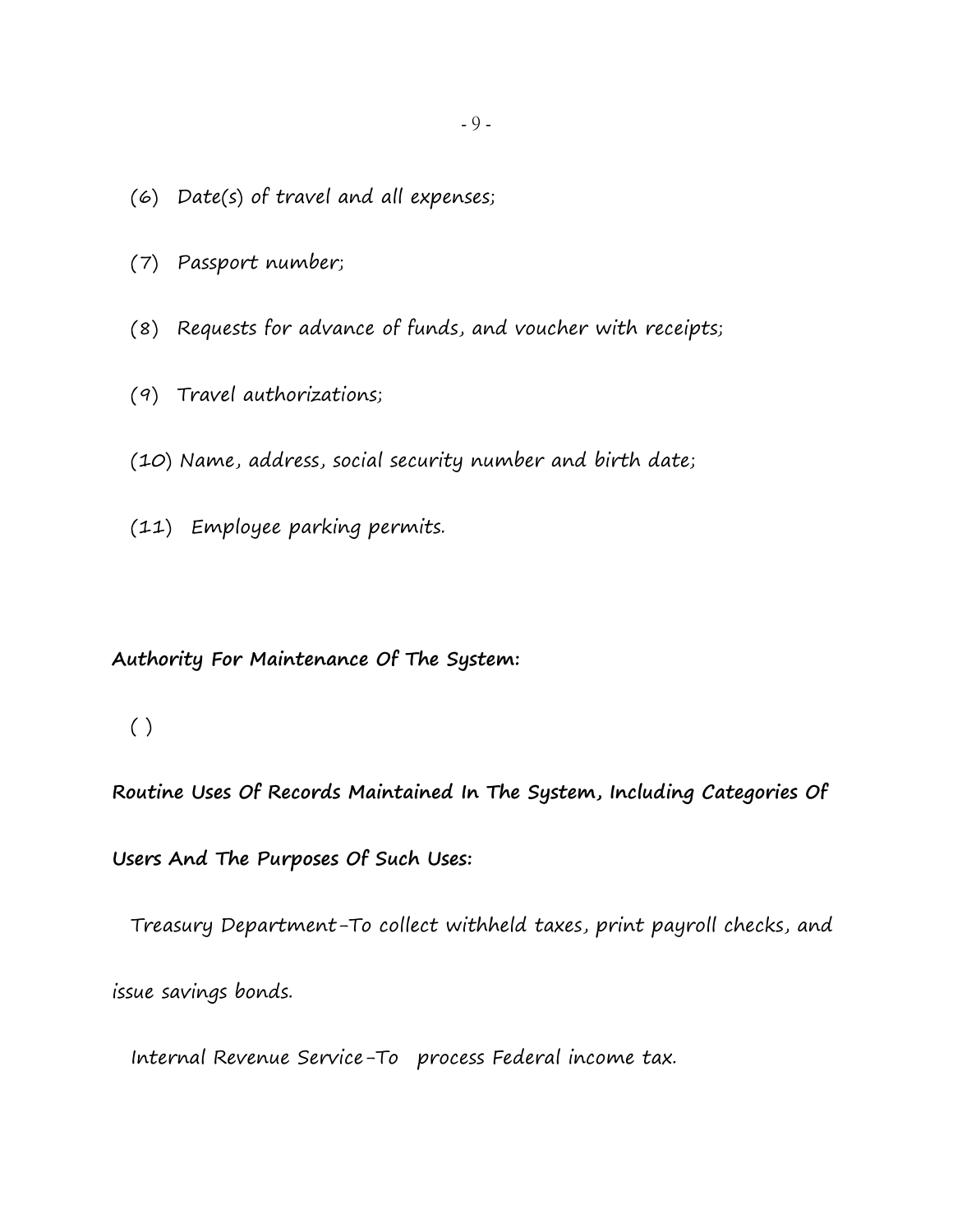(6) Date(s) of travel and all expenses;

(7) Passport number;

(8) Requests for advance of funds, and voucher with receipts;

(9) Travel authorizations;

(10) Name, address, social security number and birth date;

(11) Employee parking permits.

**Authority For Maintenance Of The System:**

( )

**Routine Uses Of Records Maintained In The System, Including Categories Of Users And The Purposes Of Such Uses:**

Treasury Department-To collect withheld taxes, print payroll checks, and issue savings bonds.

Internal Revenue Service-To process Federal income tax.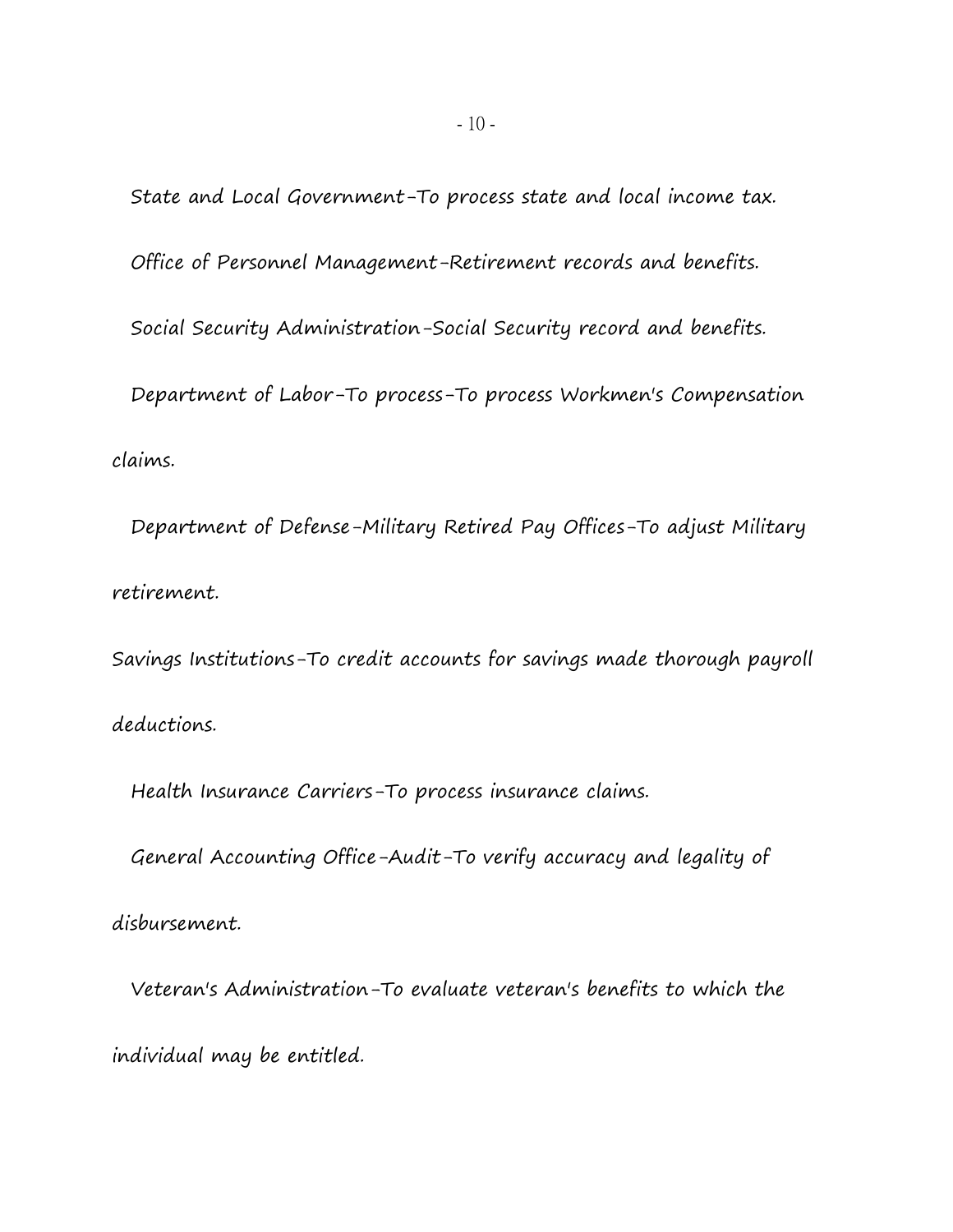State and Local Government-To process state and local income tax.

Office of Personnel Management-Retirement records and benefits.

Social Security Administration-Social Security record and benefits.

Department of Labor-To process-To process Workmen's Compensation claims.

Department of Defense-Military Retired Pay Offices-To adjust Military retirement.

Savings Institutions-To credit accounts for savings made thorough payroll deductions.

Health Insurance Carriers-To process insurance claims.

General Accounting Office-Audit-To verify accuracy and legality of disbursement.

Veteran's Administration-To evaluate veteran's benefits to which the individual may be entitled.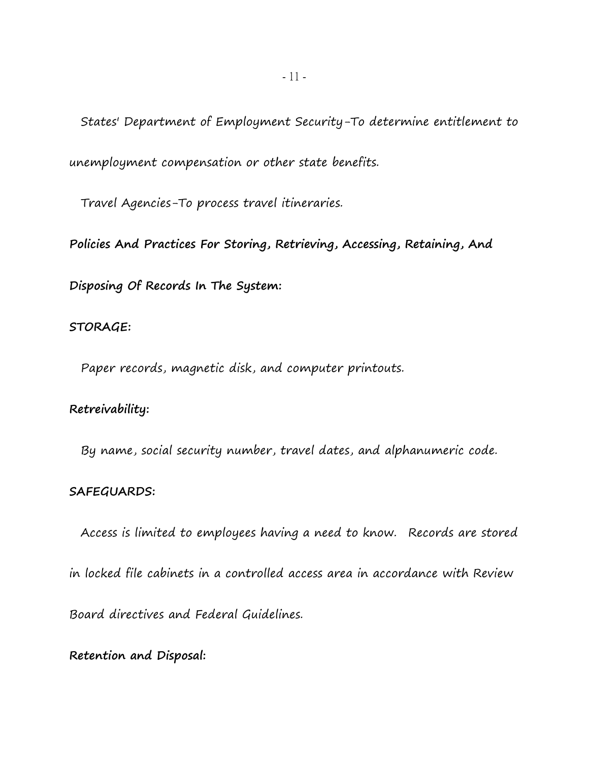States' Department of Employment Security-To determine entitlement to unemployment compensation or other state benefits.

Travel Agencies-To process travel itineraries.

**Policies And Practices For Storing, Retrieving, Accessing, Retaining, And Disposing Of Records In The System:**

**STORAGE:**

Paper records, magnetic disk, and computer printouts.

**Retreivability:**

By name, social security number, travel dates, and alphanumeric code.

**SAFEGUARDS:**

Access is limited to employees having a need to know. Records are stored in locked file cabinets in a controlled access area in accordance with Review Board directives and Federal Guidelines.

**Retention and Disposal:**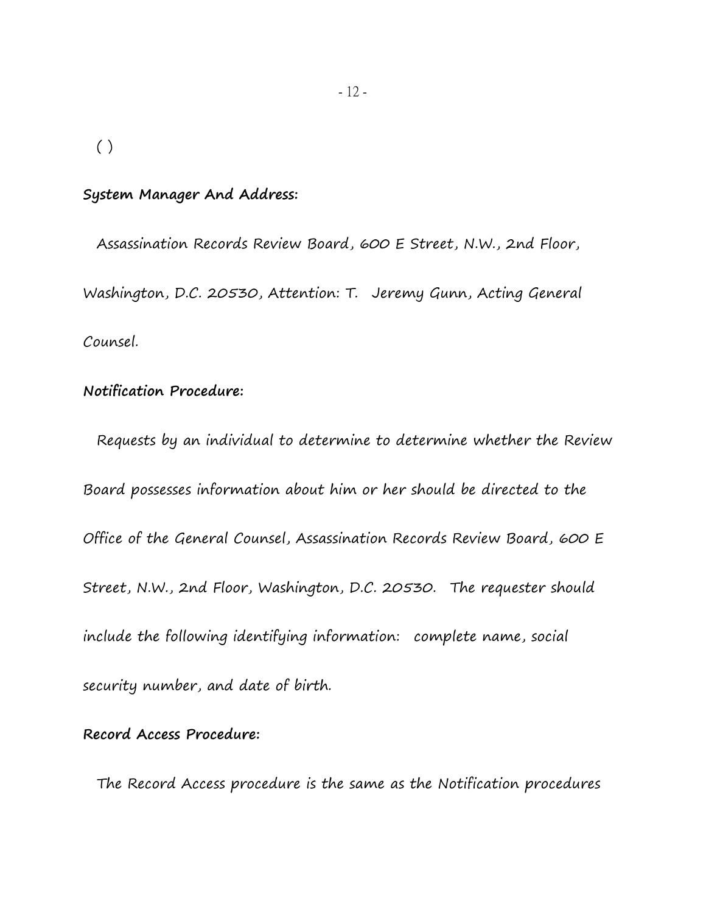( )

**System Manager And Address:**

Assassination Records Review Board, 600 E Street, N.W., 2nd Floor, Washington, D.C. 20530, Attention: T. Jeremy Gunn, Acting General Counsel.

**Notification Procedure:**

Requests by an individual to determine to determine whether the Review Board possesses information about him or her should be directed to the Office of the General Counsel, Assassination Records Review Board, 600 E Street, N.W., 2nd Floor, Washington, D.C. 20530. The requester should include the following identifying information: complete name, social security number, and date of birth.

**Record Access Procedure:**

The Record Access procedure is the same as the Notification procedures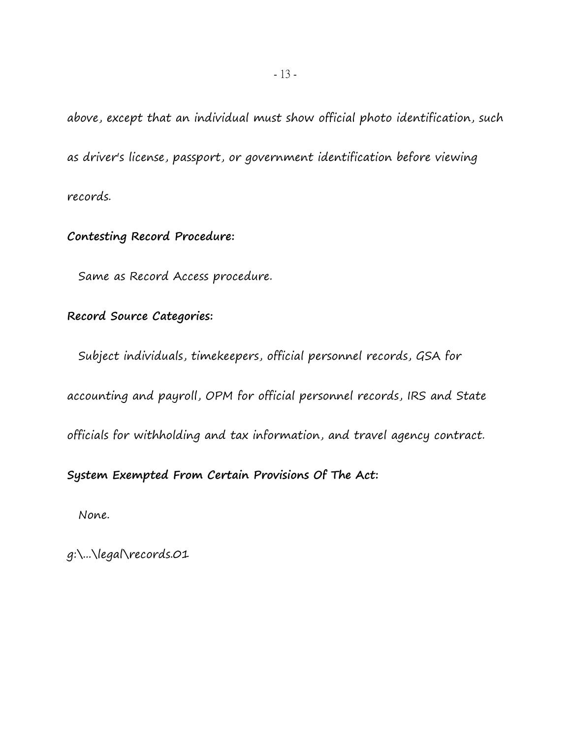above, except that an individual must show official photo identification, such as driver's license, passport, or government identification before viewing records.

**Contesting Record Procedure:**

Same as Record Access procedure.

**Record Source Categories:**

Subject individuals, timekeepers, official personnel records, GSA for accounting and payroll, OPM for official personnel records, IRS and State officials for withholding and tax information, and travel agency contract.

**System Exempted From Certain Provisions Of The Act:**

None.

g:\...\legal\records.01